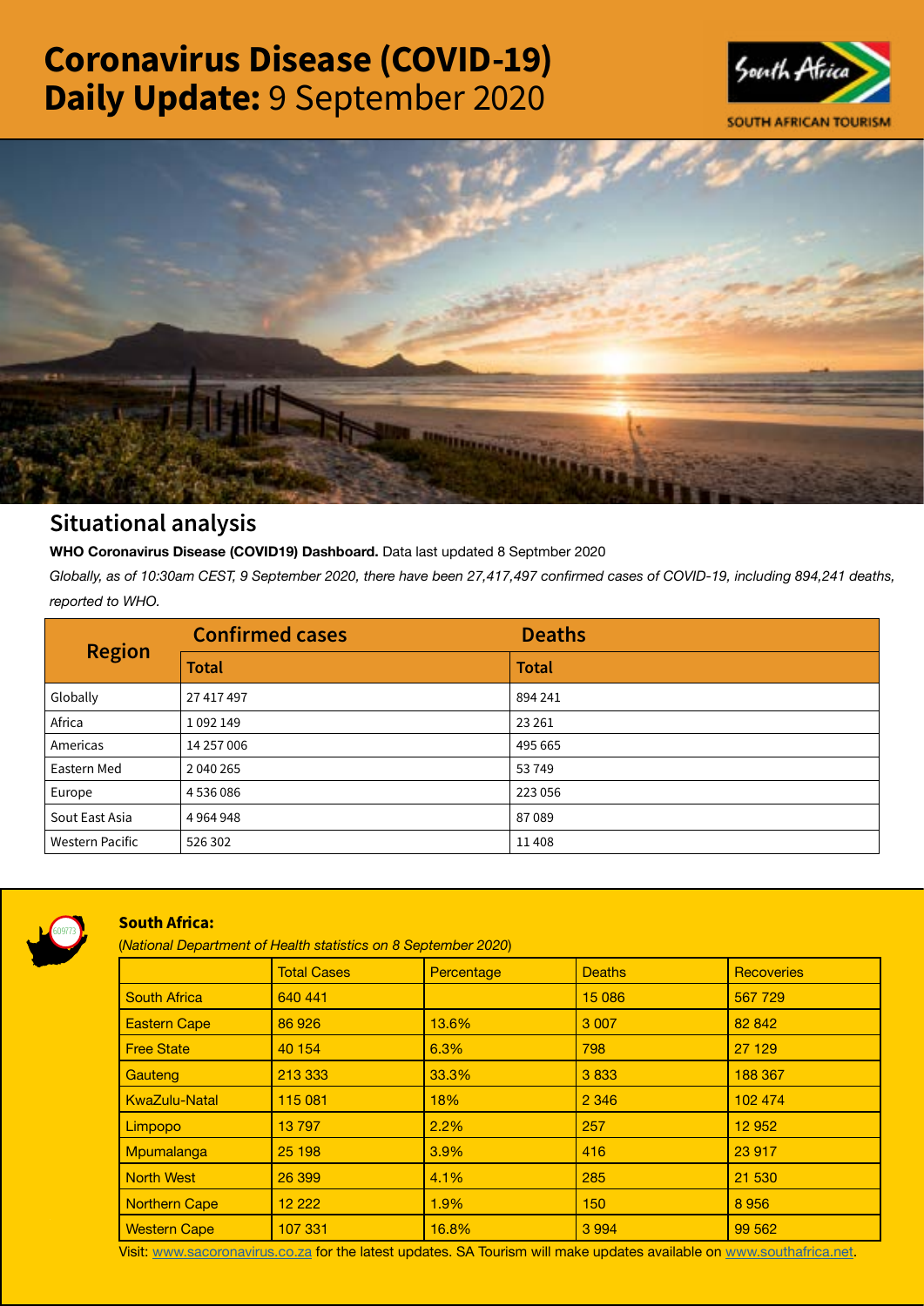# Coronavirus Disease (COVID-19) Daily Update: 9 September 2020

SOUTH AFRICAN TOURISM

## Situational analysis

**WHO Coronavirus Disease (COVID19) Dashboard.** Data last updated 8 Septmber 2020

*Globally, as of 10:30am CEST, 9 September 2020, there have been 27,417,497 confirmed cases of COVID-19, including 894,241 deaths, reported to WHO.*

| Region | Confirmed cases | Deaths |
|---|---|---|
| | Total | Total |
| Globally | 27 417 497 | 894 241 |
| Africa | 1 092 149 | 23 261 |
| Americas | 14 257 006 | 495 665 |
| Eastern Med | 2 040 265 | 53 749 |
| Europe | 4 536 086 | 223 056 |
| Sout East Asia | 4 964 948 | 87 089 |
| Western Pacific | 526 302 | 11 408 |

### South Africa:

(*National Department of Health statistics on 8 September 2020*)

| | Total Cases | Percentage | Deaths | Recoveries |
|---|---|---|---|---|
| South Africa | 640 441 | | 15 086 | 567 729 |
| Eastern Cape | 86 926 | 13.6% | 3 007 | 82 842 |
| Free State | 40 154 | 6.3% | 798 | 27 129 |
| Gauteng | 213 333 | 33.3% | 3 833 | 188 367 |
| KwaZulu-Natal | 115 081 | 18% | 2 346 | 102 474 |
| Limpopo | 13 797 | 2.2% | 257 | 12 952 |
| Mpumalanga | 25 198 | 3.9% | 416 | 23 917 |
| North West | 26 399 | 4.1% | 285 | 21 530 |
| Northern Cape | 12 222 | 1.9% | 150 | 8 956 |
| Western Cape | 107 331 | 16.8% | 3 994 | 99 562 |

Visit: www.sacoronavirus.co.za for the latest updates. SA Tourism will make updates available on www.southafrica.net.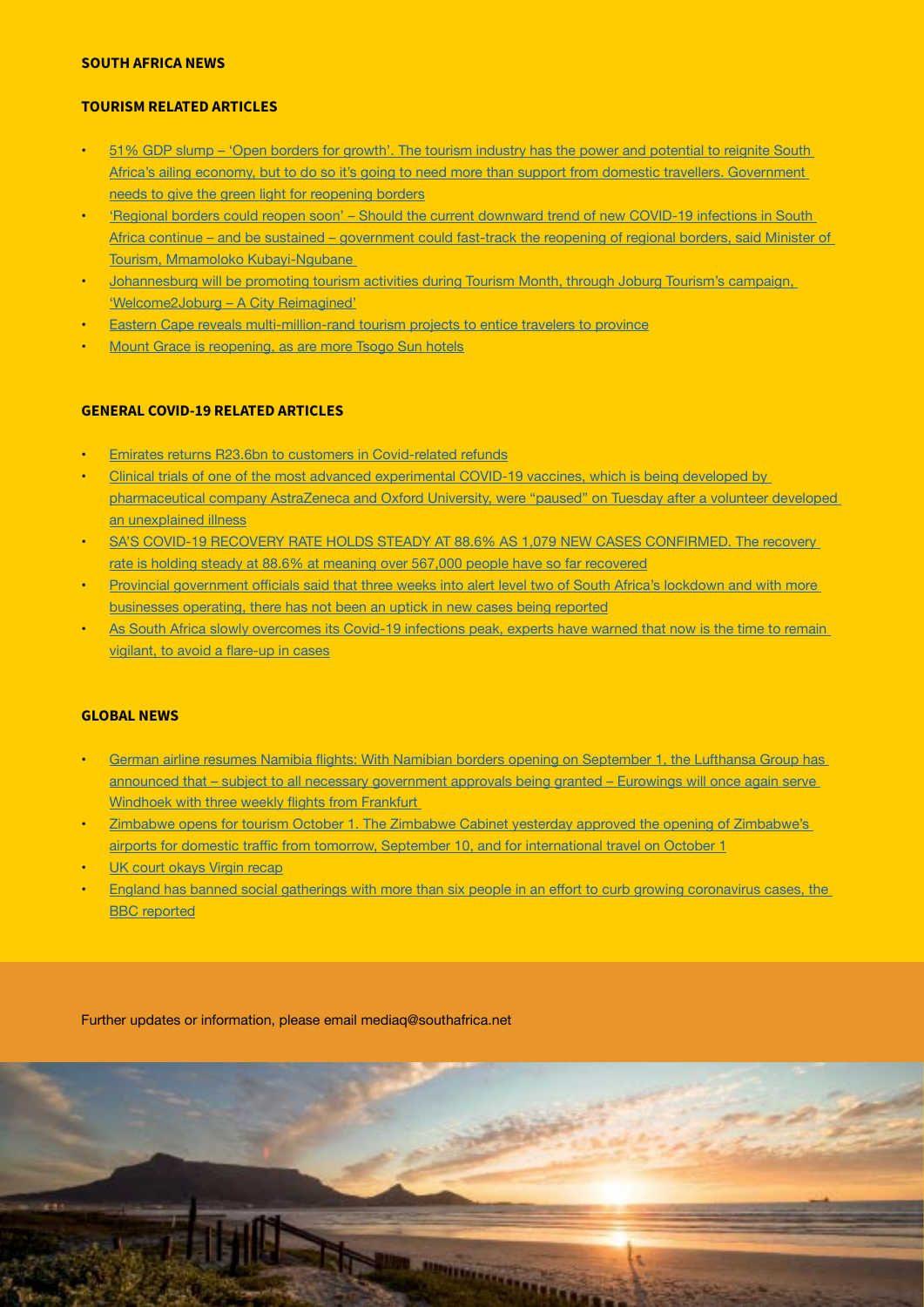**SOUTH AFRICA NEWS**

**TOURISM RELATED ARTICLES**

- 51% GDP slump – 'Open borders for growth'. The tourism industry has the power and potential to reignite South Africa's ailing economy, but to do so it's going to need more than support from domestic travellers. Government needs to give the green light for reopening borders
- 'Regional borders could reopen soon' – Should the current downward trend of new COVID-19 infections in South Africa continue – and be sustained – government could fast-track the reopening of regional borders, said Minister of Tourism, Mmamoloko Kubayi-Ngubane
- Johannesburg will be promoting tourism activities during Tourism Month, through Joburg Tourism's campaign, 'Welcome2Joburg – A City Reimagined'
- Eastern Cape reveals multi-million-rand tourism projects to entice travelers to province
- Mount Grace is reopening, as are more Tsogo Sun hotels

**GENERAL COVID-19 RELATED ARTICLES**

- Emirates returns R23.6bn to customers in Covid-related refunds
- Clinical trials of one of the most advanced experimental COVID-19 vaccines, which is being developed by pharmaceutical company AstraZeneca and Oxford University, were "paused" on Tuesday after a volunteer developed an unexplained illness
- SA'S COVID-19 RECOVERY RATE HOLDS STEADY AT 88.6% AS 1,079 NEW CASES CONFIRMED. The recovery rate is holding steady at 88.6% at meaning over 567,000 people have so far recovered
- Provincial government officials said that three weeks into alert level two of South Africa's lockdown and with more businesses operating, there has not been an uptick in new cases being reported
- As South Africa slowly overcomes its Covid-19 infections peak, experts have warned that now is the time to remain vigilant, to avoid a flare-up in cases

**GLOBAL NEWS**

- German airline resumes Namibia flights: With Namibian borders opening on September 1, the Lufthansa Group has announced that – subject to all necessary government approvals being granted – Eurowings will once again serve Windhoek with three weekly flights from Frankfurt
- Zimbabwe opens for tourism October 1. The Zimbabwe Cabinet yesterday approved the opening of Zimbabwe's airports for domestic traffic from tomorrow, September 10, and for international travel on October 1
- UK court okays Virgin recap
- England has banned social gatherings with more than six people in an effort to curb growing coronavirus cases, the BBC reported

Further updates or information, please email mediaq@southafrica.net